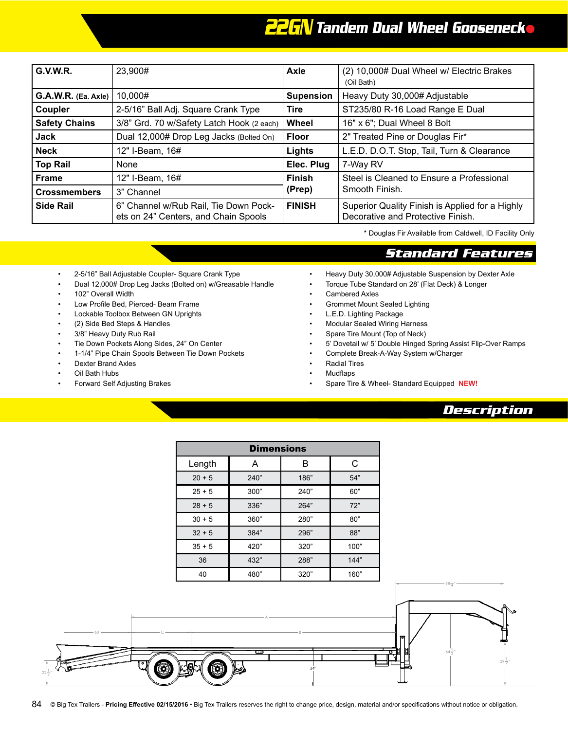# 22GN Tandem Dual Wheel Gooseneck

| G.V.W.R. | 23,900# | Axle | (2) 10,000# Dual Wheel w/ Electric Brakes (Oil Bath) |
|---|---|---|---|
| G.A.W.R. (Ea. Axle) | 10,000# | Supension | Heavy Duty 30,000# Adjustable |
| Coupler | 2-5/16" Ball Adj. Square Crank Type | Tire | ST235/80 R-16 Load Range E Dual |
| Safety Chains | 3/8" Grd. 70 w/Safety Latch Hook (2 each) | Wheel | 16" x 6"; Dual Wheel 8 Bolt |
| Jack | Dual 12,000# Drop Leg Jacks (Bolted On) | Floor | 2" Treated Pine or Douglas Fir* |
| Neck | 12" I-Beam, 16# | Lights | L.E.D. D.O.T. Stop, Tail, Turn & Clearance |
| Top Rail | None | Elec. Plug | 7-Way RV |
| Frame | 12" I-Beam, 16# | Finish (Prep) | Steel is Cleaned to Ensure a Professional Smooth Finish. |
| Crossmembers | 3" Channel | | |
| Side Rail | 6" Channel w/Rub Rail, Tie Down Pockets on 24" Centers, and Chain Spools | FINISH | Superior Quality Finish is Applied for a Highly Decorative and Protective Finish. |

\* Douglas Fir Available from Caldwell, ID Facility Only

## Standard Features

- 2-5/16" Ball Adjustable Coupler- Square Crank Type
- Dual 12,000# Drop Leg Jacks (Bolted on) w/Greasable Handle
- 102" Overall Width
- Low Profile Bed, Pierced- Beam Frame
- Lockable Toolbox Between GN Uprights
- (2) Side Bed Steps & Handles
- 3/8" Heavy Duty Rub Rail
- Tie Down Pockets Along Sides, 24" On Center
- 1-1/4" Pipe Chain Spools Between Tie Down Pockets
- Dexter Brand Axles
- Oil Bath Hubs
- Forward Self Adjusting Brakes
- Heavy Duty 30,000# Adjustable Suspension by Dexter Axle
- Torque Tube Standard on 28' (Flat Deck) & Longer
- Cambered Axles
- Grommet Mount Sealed Lighting
- L.E.D. Lighting Package
- Modular Sealed Wiring Harness
- Spare Tire Mount (Top of Neck)
- 5' Dovetail w/ 5' Double Hinged Spring Assist Flip-Over Ramps
- Complete Break-A-Way System w/Charger
- Radial Tires
- Mudflaps
- Spare Tire & Wheel- Standard Equipped **NEW!**

## Description

| Dimensions | | | |
|---|---|---|---|
| Length | A | B | C |
| 20 + 5 | 240" | 186" | 54" |
| 25 + 5 | 300" | 240" | 60" |
| 28 + 5 | 336" | 264" | 72" |
| 30 + 5 | 360" | 280" | 80" |
| 32 + 5 | 384" | 296" | 88" |
| 35 + 5 | 420" | 320" | 100" |
| 36 | 432" | 288" | 144" |
| 40 | 480" | 320" | 160" |

© Big Tex Trailers - **Pricing Effective 02/15/2016** • Big Tex Trailers reserves the right to change price, design, material and/or specifications without notice or obligation.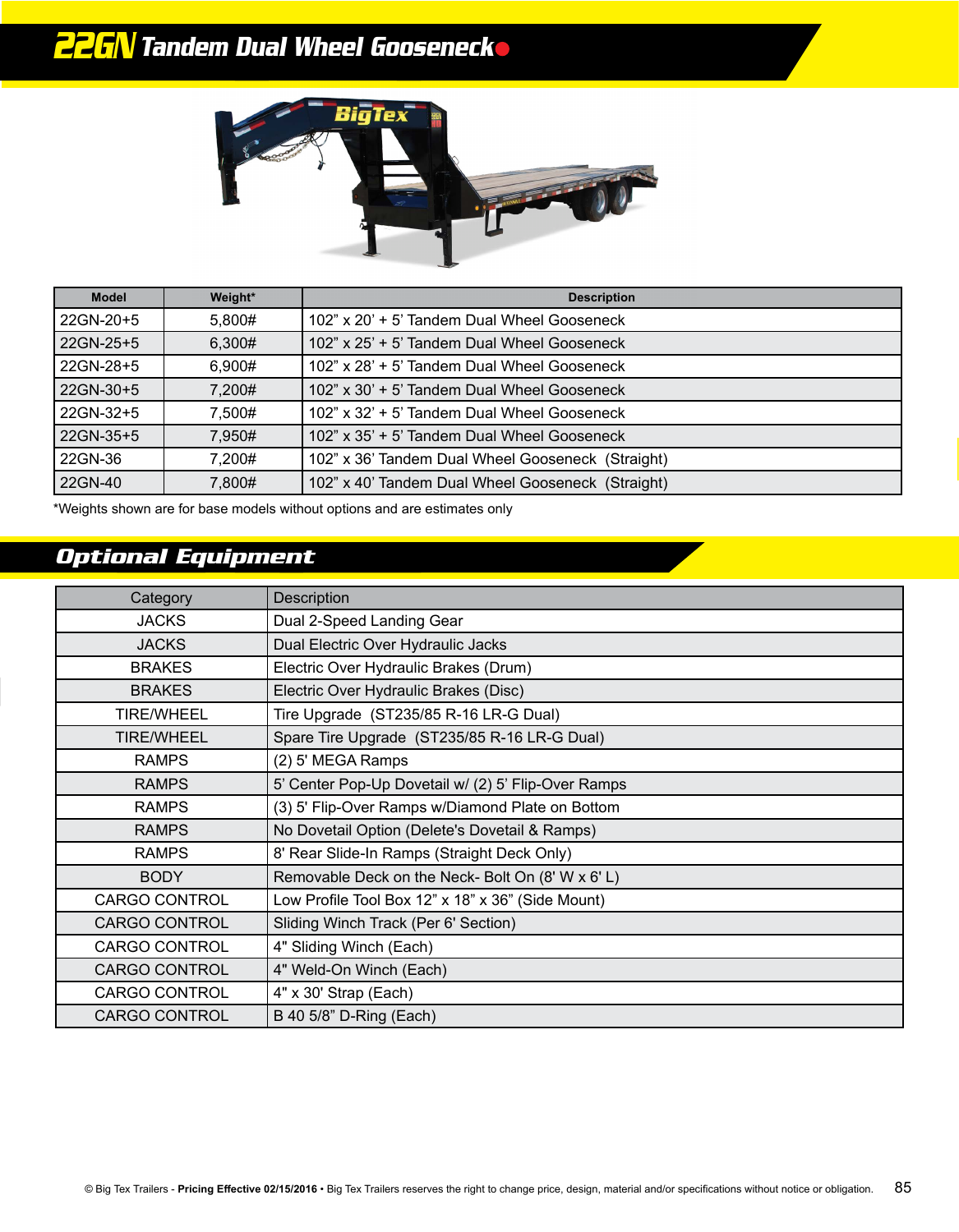# 22GN Tandem Dual Wheel Gooseneck

| Model | Weight* | Description |
|---|---|---|
| 22GN-20+5 | 5,800# | 102” x 20’ + 5’ Tandem Dual Wheel Gooseneck |
| 22GN-25+5 | 6,300# | 102” x 25’ + 5’ Tandem Dual Wheel Gooseneck |
| 22GN-28+5 | 6,900# | 102” x 28’ + 5’ Tandem Dual Wheel Gooseneck |
| 22GN-30+5 | 7,200# | 102” x 30’ + 5’ Tandem Dual Wheel Gooseneck |
| 22GN-32+5 | 7,500# | 102” x 32’ + 5’ Tandem Dual Wheel Gooseneck |
| 22GN-35+5 | 7,950# | 102” x 35’ + 5’ Tandem Dual Wheel Gooseneck |
| 22GN-36 | 7,200# | 102” x 36’ Tandem Dual Wheel Gooseneck (Straight) |
| 22GN-40 | 7,800# | 102” x 40’ Tandem Dual Wheel Gooseneck (Straight) |

*Weights shown are for base models without options and are estimates only

## Optional Equipment

| Category | Description |
|---|---|
| JACKS | Dual 2-Speed Landing Gear |
| JACKS | Dual Electric Over Hydraulic Jacks |
| BRAKES | Electric Over Hydraulic Brakes (Drum) |
| BRAKES | Electric Over Hydraulic Brakes (Disc) |
| TIRE/WHEEL | Tire Upgrade (ST235/85 R-16 LR-G Dual) |
| TIRE/WHEEL | Spare Tire Upgrade (ST235/85 R-16 LR-G Dual) |
| RAMPS | (2) 5' MEGA Ramps |
| RAMPS | 5’ Center Pop-Up Dovetail w/ (2) 5’ Flip-Over Ramps |
| RAMPS | (3) 5' Flip-Over Ramps w/Diamond Plate on Bottom |
| RAMPS | No Dovetail Option (Delete's Dovetail & Ramps) |
| RAMPS | 8' Rear Slide-In Ramps (Straight Deck Only) |
| BODY | Removable Deck on the Neck- Bolt On (8' W x 6' L) |
| CARGO CONTROL | Low Profile Tool Box 12” x 18” x 36” (Side Mount) |
| CARGO CONTROL | Sliding Winch Track (Per 6' Section) |
| CARGO CONTROL | 4" Sliding Winch (Each) |
| CARGO CONTROL | 4" Weld-On Winch (Each) |
| CARGO CONTROL | 4" x 30' Strap (Each) |
| CARGO CONTROL | B 40 5/8” D-Ring (Each) |

© Big Tex Trailers - **Pricing Effective 02/15/2016** • Big Tex Trailers reserves the right to change price, design, material and/or specifications without notice or obligation.